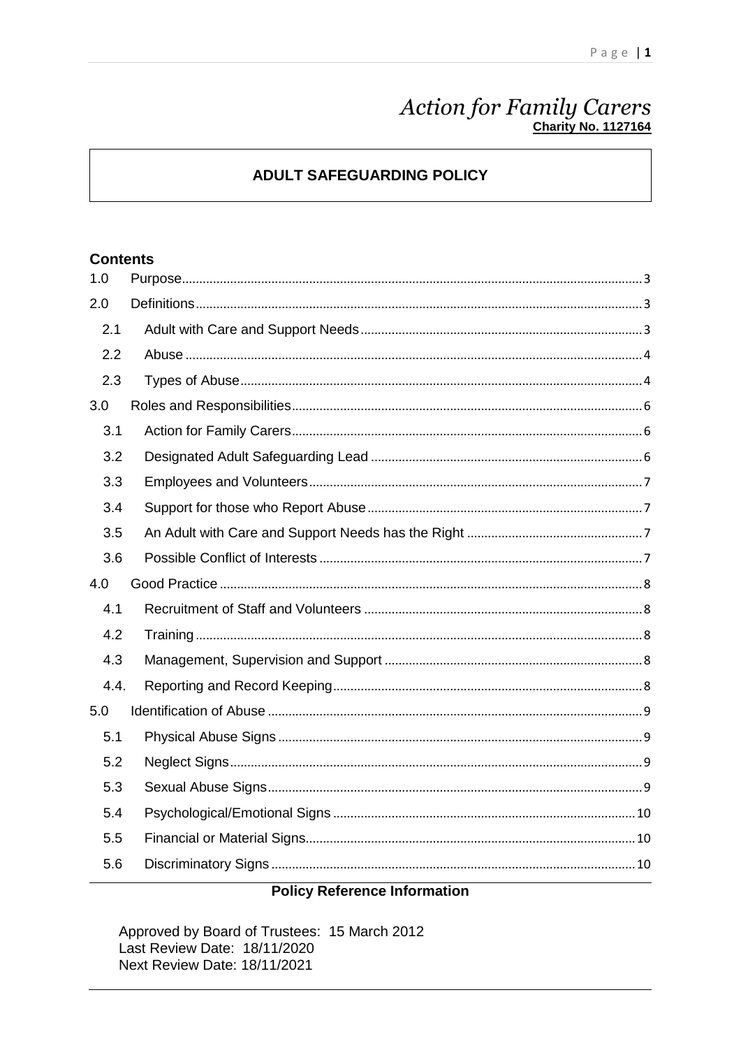# *Action for Family Carers*

**Charity No. 1127164**

## ADULT SAFEGUARDING POLICY

### Contents

| | | |
|---|---|---|
| 1.0 | Purpose | 3 |
| 2.0 | Definitions | 3 |
| 2.1 | Adult with Care and Support Needs | 3 |
| 2.2 | Abuse | 4 |
| 2.3 | Types of Abuse | 4 |
| 3.0 | Roles and Responsibilities | 6 |
| 3.1 | Action for Family Carers | 6 |
| 3.2 | Designated Adult Safeguarding Lead | 6 |
| 3.3 | Employees and Volunteers | 7 |
| 3.4 | Support for those who Report Abuse | 7 |
| 3.5 | An Adult with Care and Support Needs has the Right | 7 |
| 3.6 | Possible Conflict of Interests | 7 |
| 4.0 | Good Practice | 8 |
| 4.1 | Recruitment of Staff and Volunteers | 8 |
| 4.2 | Training | 8 |
| 4.3 | Management, Supervision and Support | 8 |
| 4.4. | Reporting and Record Keeping | 8 |
| 5.0 | Identification of Abuse | 9 |
| 5.1 | Physical Abuse Signs | 9 |
| 5.2 | Neglect Signs | 9 |
| 5.3 | Sexual Abuse Signs | 9 |
| 5.4 | Psychological/Emotional Signs | 10 |
| 5.5 | Financial or Material Signs | 10 |
| 5.6 | Discriminatory Signs | 10 |

**Policy Reference Information**

Approved by Board of Trustees: 15 March 2012
Last Review Date: 18/11/2020
Next Review Date: 18/11/2021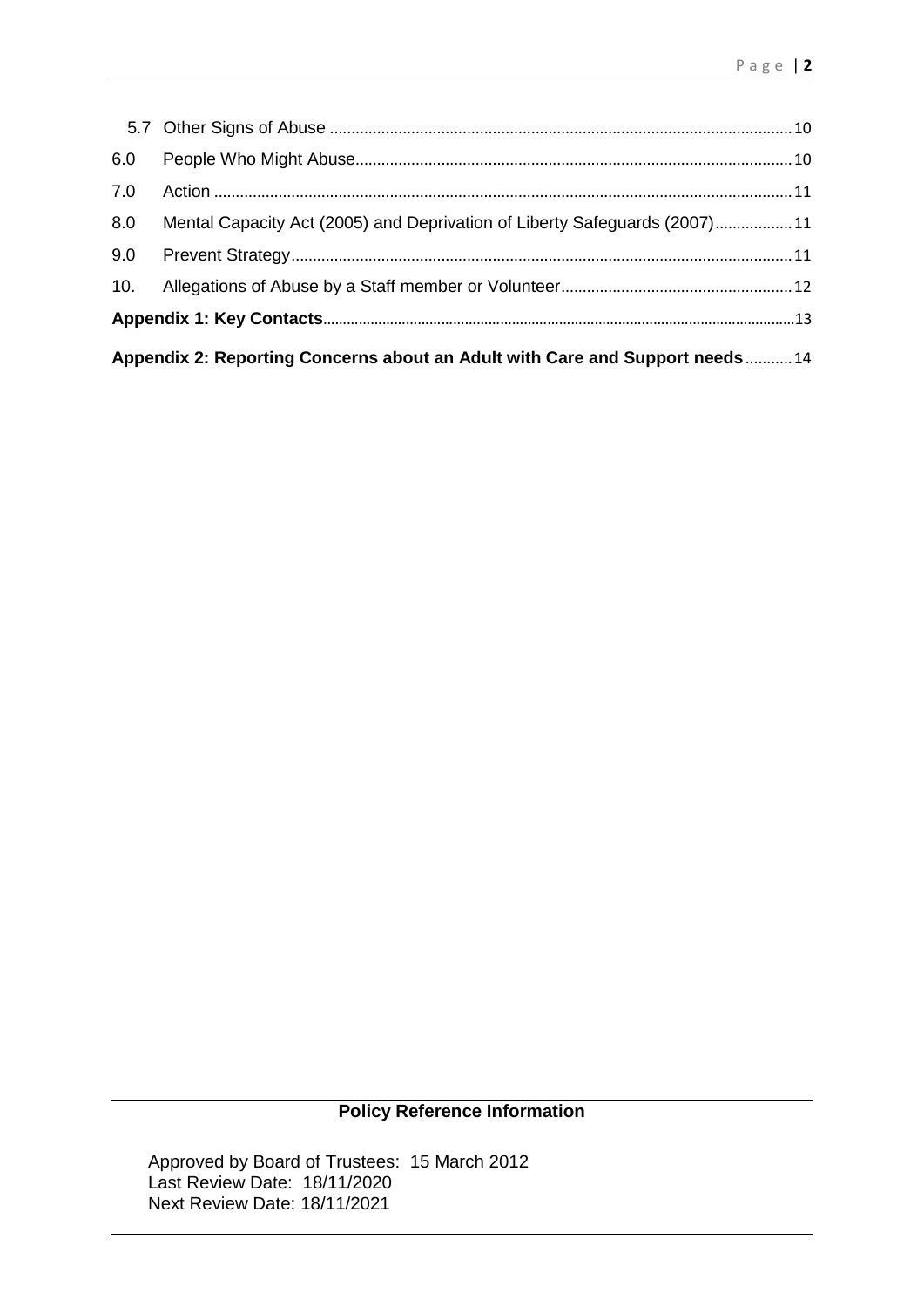5.7 Other Signs of Abuse ........................................................................................................ 10

6.0 People Who Might Abuse .................................................................................................. 10

7.0 Action .................................................................................................................................. 11

8.0 Mental Capacity Act (2005) and Deprivation of Liberty Safeguards (2007) ................. 11

9.0 Prevent Strategy ................................................................................................................ 11

10. Allegations of Abuse by a Staff member or Volunteer ..................................................... 12

**Appendix 1: Key Contacts** .................................................................................................... 13

**Appendix 2: Reporting Concerns about an Adult with Care and Support needs** ........... 14

---

**Policy Reference Information**

Approved by Board of Trustees: 15 March 2012
Last Review Date: 18/11/2020
Next Review Date: 18/11/2021

---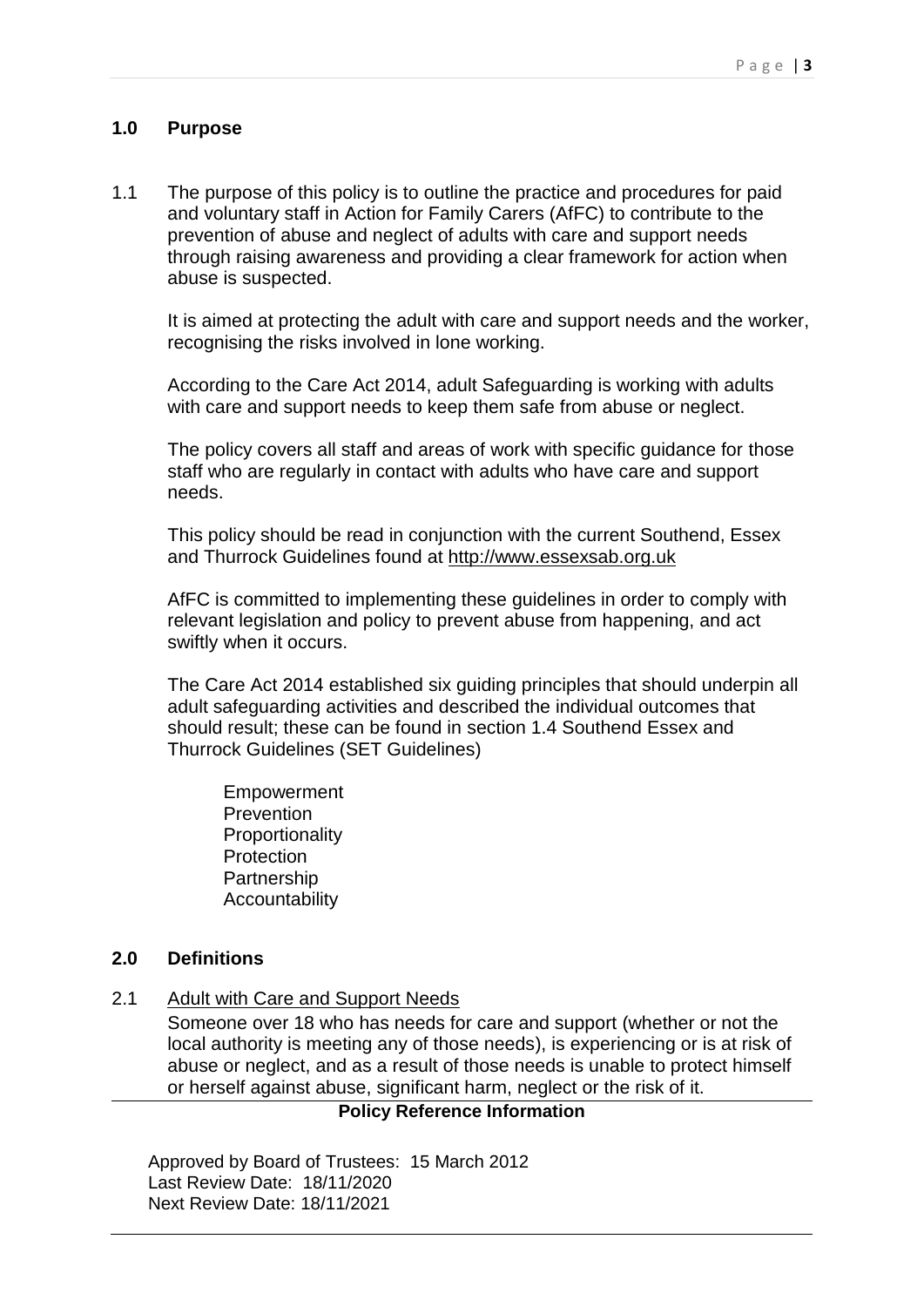## 1.0 Purpose

1.1 The purpose of this policy is to outline the practice and procedures for paid and voluntary staff in Action for Family Carers (AfFC) to contribute to the prevention of abuse and neglect of adults with care and support needs through raising awareness and providing a clear framework for action when abuse is suspected.

It is aimed at protecting the adult with care and support needs and the worker, recognising the risks involved in lone working.

According to the Care Act 2014, adult Safeguarding is working with adults with care and support needs to keep them safe from abuse or neglect.

The policy covers all staff and areas of work with specific guidance for those staff who are regularly in contact with adults who have care and support needs.

This policy should be read in conjunction with the current Southend, Essex and Thurrock Guidelines found at http://www.essexsab.org.uk

AfFC is committed to implementing these guidelines in order to comply with relevant legislation and policy to prevent abuse from happening, and act swiftly when it occurs.

The Care Act 2014 established six guiding principles that should underpin all adult safeguarding activities and described the individual outcomes that should result; these can be found in section 1.4 Southend Essex and Thurrock Guidelines (SET Guidelines)

- Empowerment
- Prevention
- Proportionality
- Protection
- Partnership
- Accountability

## 2.0 Definitions

2.1 Adult with Care and Support Needs

Someone over 18 who has needs for care and support (whether or not the local authority is meeting any of those needs), is experiencing or is at risk of abuse or neglect, and as a result of those needs is unable to protect himself or herself against abuse, significant harm, neglect or the risk of it.

**Policy Reference Information**

Approved by Board of Trustees: 15 March 2012
Last Review Date: 18/11/2020
Next Review Date: 18/11/2021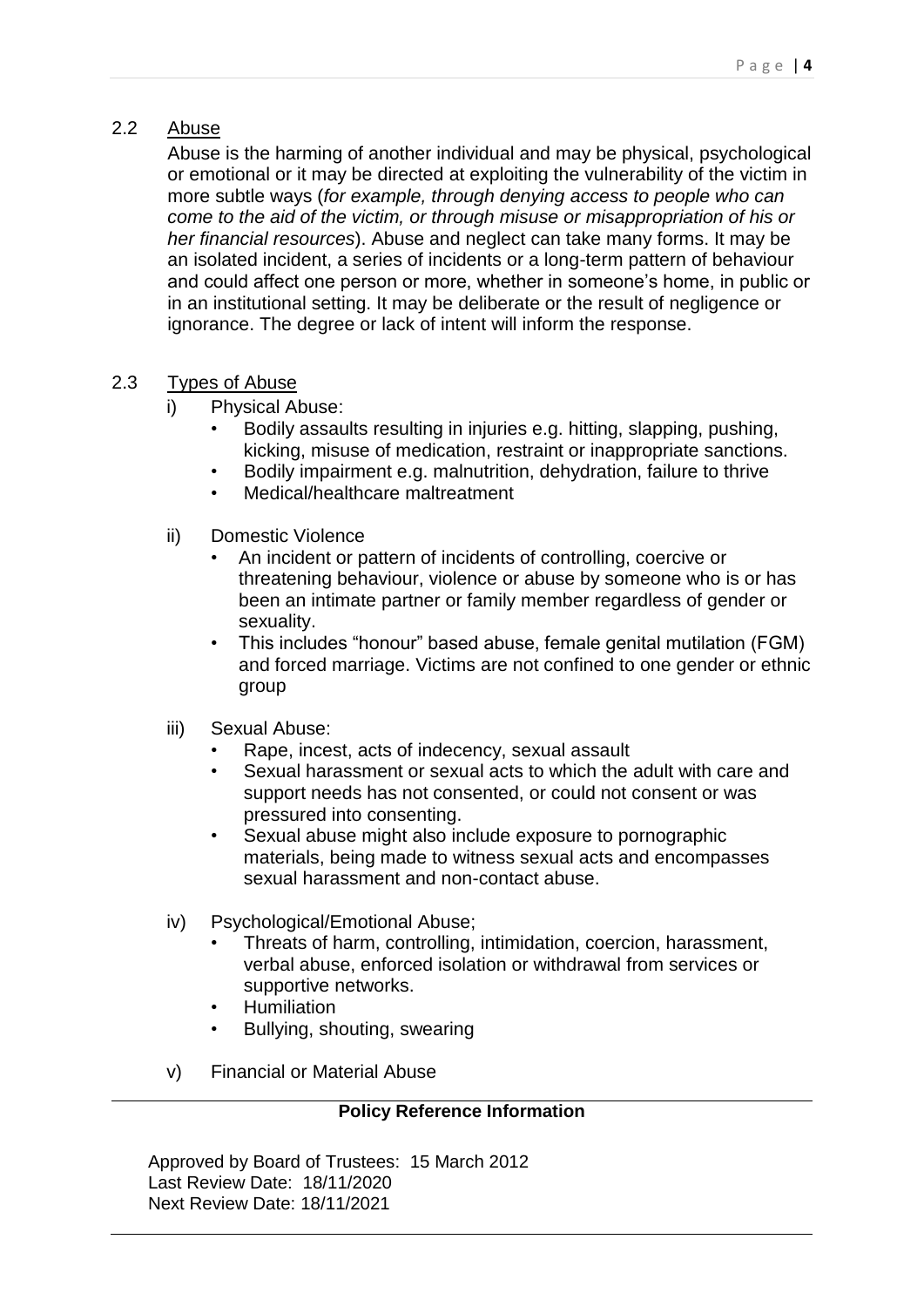## 2.2 Abuse

Abuse is the harming of another individual and may be physical, psychological or emotional or it may be directed at exploiting the vulnerability of the victim in more subtle ways (*for example, through denying access to people who can come to the aid of the victim, or through misuse or misappropriation of his or her financial resources*). Abuse and neglect can take many forms. It may be an isolated incident, a series of incidents or a long-term pattern of behaviour and could affect one person or more, whether in someone's home, in public or in an institutional setting. It may be deliberate or the result of negligence or ignorance. The degree or lack of intent will inform the response.

## 2.3 Types of Abuse

i) Physical Abuse:
   - Bodily assaults resulting in injuries e.g. hitting, slapping, pushing, kicking, misuse of medication, restraint or inappropriate sanctions.
   - Bodily impairment e.g. malnutrition, dehydration, failure to thrive
   - Medical/healthcare maltreatment

ii) Domestic Violence
   - An incident or pattern of incidents of controlling, coercive or threatening behaviour, violence or abuse by someone who is or has been an intimate partner or family member regardless of gender or sexuality.
   - This includes "honour" based abuse, female genital mutilation (FGM) and forced marriage. Victims are not confined to one gender or ethnic group

iii) Sexual Abuse:
   - Rape, incest, acts of indecency, sexual assault
   - Sexual harassment or sexual acts to which the adult with care and support needs has not consented, or could not consent or was pressured into consenting.
   - Sexual abuse might also include exposure to pornographic materials, being made to witness sexual acts and encompasses sexual harassment and non-contact abuse.

iv) Psychological/Emotional Abuse;
   - Threats of harm, controlling, intimidation, coercion, harassment, verbal abuse, enforced isolation or withdrawal from services or supportive networks.
   - Humiliation
   - Bullying, shouting, swearing

v) Financial or Material Abuse

**Policy Reference Information**

Approved by Board of Trustees: 15 March 2012
Last Review Date: 18/11/2020
Next Review Date: 18/11/2021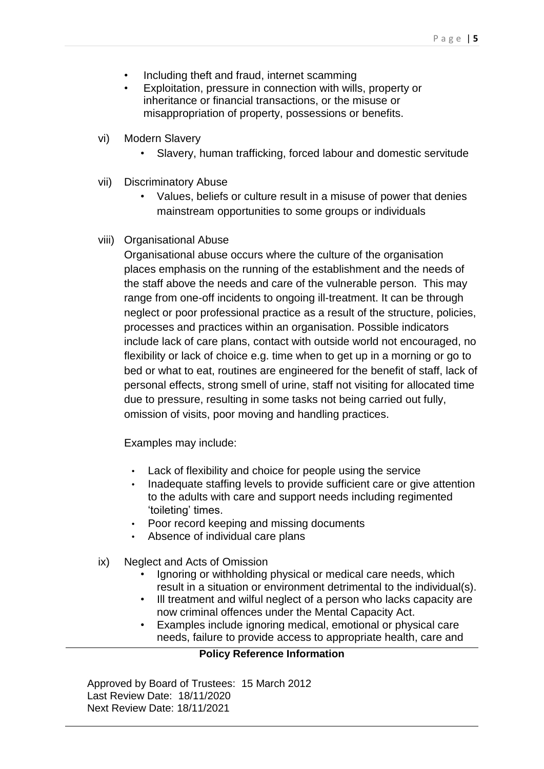- Including theft and fraud, internet scamming
- Exploitation, pressure in connection with wills, property or inheritance or financial transactions, or the misuse or misappropriation of property, possessions or benefits.

vi) Modern Slavery

- Slavery, human trafficking, forced labour and domestic servitude

vii) Discriminatory Abuse

- Values, beliefs or culture result in a misuse of power that denies mainstream opportunities to some groups or individuals

viii) Organisational Abuse

Organisational abuse occurs where the culture of the organisation places emphasis on the running of the establishment and the needs of the staff above the needs and care of the vulnerable person. This may range from one-off incidents to ongoing ill-treatment. It can be through neglect or poor professional practice as a result of the structure, policies, processes and practices within an organisation. Possible indicators include lack of care plans, contact with outside world not encouraged, no flexibility or lack of choice e.g. time when to get up in a morning or go to bed or what to eat, routines are engineered for the benefit of staff, lack of personal effects, strong smell of urine, staff not visiting for allocated time due to pressure, resulting in some tasks not being carried out fully, omission of visits, poor moving and handling practices.

Examples may include:

- Lack of flexibility and choice for people using the service
- Inadequate staffing levels to provide sufficient care or give attention to the adults with care and support needs including regimented 'toileting' times.
- Poor record keeping and missing documents
- Absence of individual care plans

ix) Neglect and Acts of Omission

- Ignoring or withholding physical or medical care needs, which result in a situation or environment detrimental to the individual(s).
- Ill treatment and wilful neglect of a person who lacks capacity are now criminal offences under the Mental Capacity Act.
- Examples include ignoring medical, emotional or physical care needs, failure to provide access to appropriate health, care and

**Policy Reference Information**

Approved by Board of Trustees: 15 March 2012
Last Review Date: 18/11/2020
Next Review Date: 18/11/2021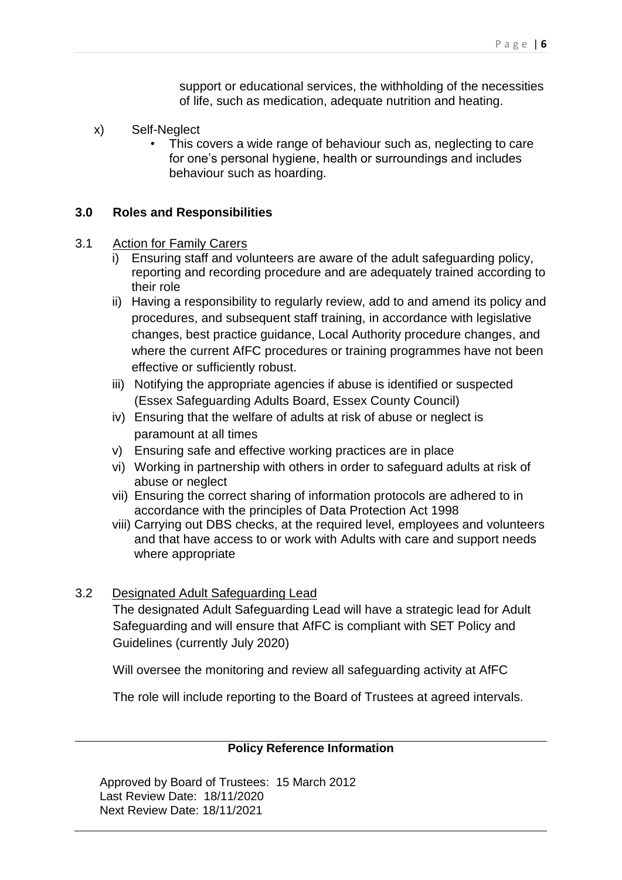support or educational services, the withholding of the necessities of life, such as medication, adequate nutrition and heating.

x) Self-Neglect
- This covers a wide range of behaviour such as, neglecting to care for one's personal hygiene, health or surroundings and includes behaviour such as hoarding.

## 3.0 Roles and Responsibilities

3.1 Action for Family Carers

i) Ensuring staff and volunteers are aware of the adult safeguarding policy, reporting and recording procedure and are adequately trained according to their role

ii) Having a responsibility to regularly review, add to and amend its policy and procedures, and subsequent staff training, in accordance with legislative changes, best practice guidance, Local Authority procedure changes, and where the current AfFC procedures or training programmes have not been effective or sufficiently robust.

iii) Notifying the appropriate agencies if abuse is identified or suspected (Essex Safeguarding Adults Board, Essex County Council)

iv) Ensuring that the welfare of adults at risk of abuse or neglect is paramount at all times

v) Ensuring safe and effective working practices are in place

vi) Working in partnership with others in order to safeguard adults at risk of abuse or neglect

vii) Ensuring the correct sharing of information protocols are adhered to in accordance with the principles of Data Protection Act 1998

viii) Carrying out DBS checks, at the required level, employees and volunteers and that have access to or work with Adults with care and support needs where appropriate

3.2 Designated Adult Safeguarding Lead

The designated Adult Safeguarding Lead will have a strategic lead for Adult Safeguarding and will ensure that AfFC is compliant with SET Policy and Guidelines (currently July 2020)

Will oversee the monitoring and review all safeguarding activity at AfFC

The role will include reporting to the Board of Trustees at agreed intervals.

---

**Policy Reference Information**

Approved by Board of Trustees: 15 March 2012
Last Review Date: 18/11/2020
Next Review Date: 18/11/2021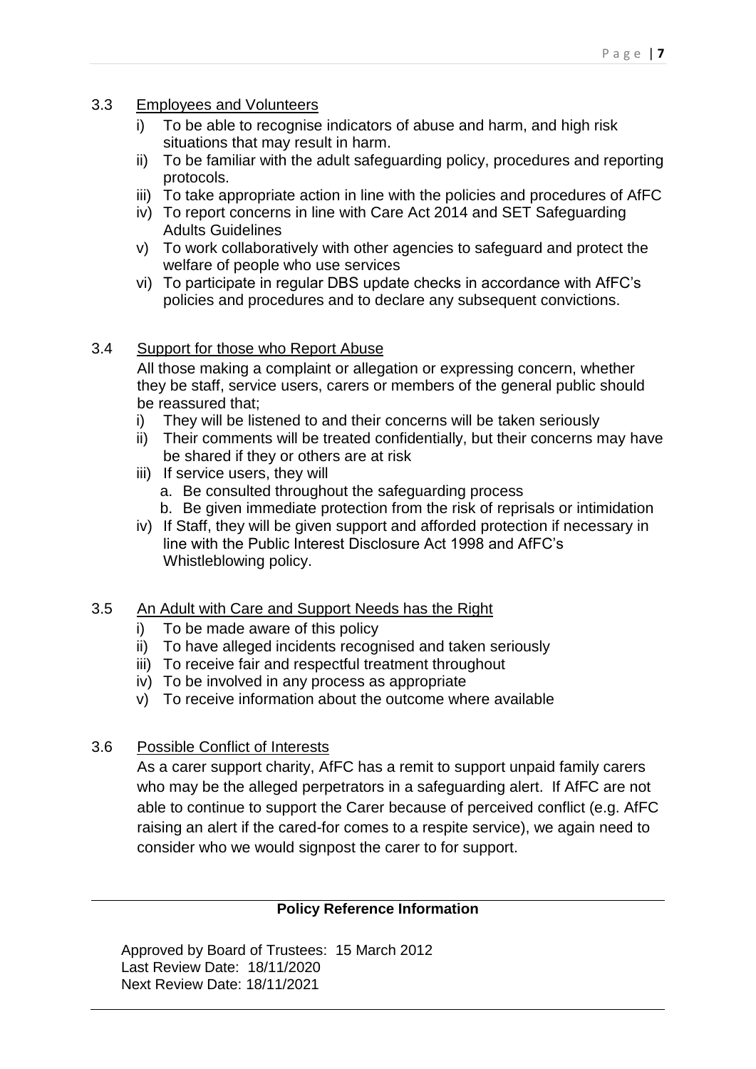### 3.3 Employees and Volunteers

i) To be able to recognise indicators of abuse and harm, and high risk situations that may result in harm.
ii) To be familiar with the adult safeguarding policy, procedures and reporting protocols.
iii) To take appropriate action in line with the policies and procedures of AfFC
iv) To report concerns in line with Care Act 2014 and SET Safeguarding Adults Guidelines
v) To work collaboratively with other agencies to safeguard and protect the welfare of people who use services
vi) To participate in regular DBS update checks in accordance with AfFC's policies and procedures and to declare any subsequent convictions.

### 3.4 Support for those who Report Abuse

All those making a complaint or allegation or expressing concern, whether they be staff, service users, carers or members of the general public should be reassured that;

i) They will be listened to and their concerns will be taken seriously
ii) Their comments will be treated confidentially, but their concerns may have be shared if they or others are at risk
iii) If service users, they will
   a. Be consulted throughout the safeguarding process
   b. Be given immediate protection from the risk of reprisals or intimidation
iv) If Staff, they will be given support and afforded protection if necessary in line with the Public Interest Disclosure Act 1998 and AfFC's Whistleblowing policy.

### 3.5 An Adult with Care and Support Needs has the Right

i) To be made aware of this policy
ii) To have alleged incidents recognised and taken seriously
iii) To receive fair and respectful treatment throughout
iv) To be involved in any process as appropriate
v) To receive information about the outcome where available

### 3.6 Possible Conflict of Interests

As a carer support charity, AfFC has a remit to support unpaid family carers who may be the alleged perpetrators in a safeguarding alert. If AfFC are not able to continue to support the Carer because of perceived conflict (e.g. AfFC raising an alert if the cared-for comes to a respite service), we again need to consider who we would signpost the carer to for support.

---

**Policy Reference Information**

Approved by Board of Trustees: 15 March 2012
Last Review Date: 18/11/2020
Next Review Date: 18/11/2021

---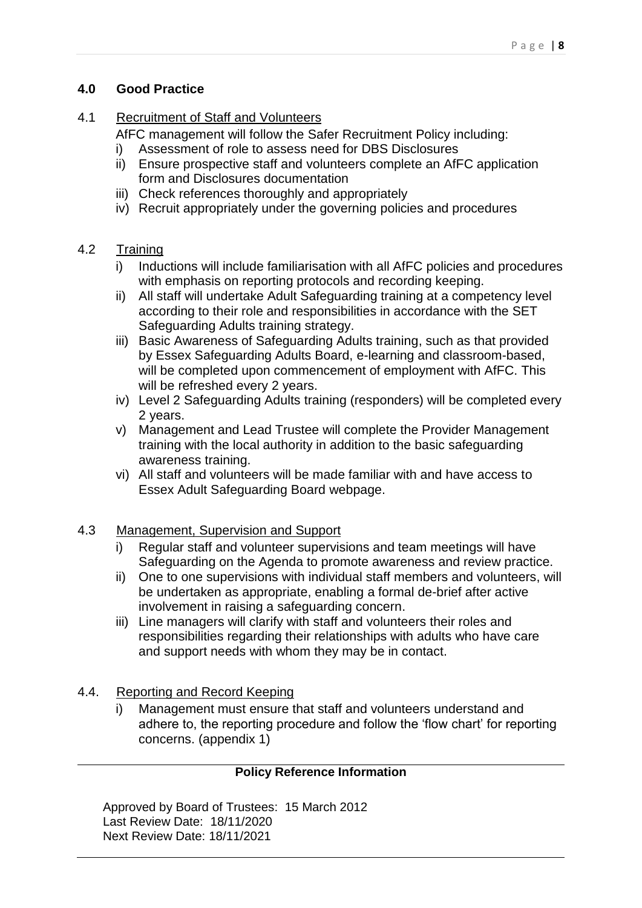## 4.0 Good Practice

### 4.1 Recruitment of Staff and Volunteers

AfFC management will follow the Safer Recruitment Policy including:

i) Assessment of role to assess need for DBS Disclosures
ii) Ensure prospective staff and volunteers complete an AfFC application form and Disclosures documentation
iii) Check references thoroughly and appropriately
iv) Recruit appropriately under the governing policies and procedures

### 4.2 Training

i) Inductions will include familiarisation with all AfFC policies and procedures with emphasis on reporting protocols and recording keeping.
ii) All staff will undertake Adult Safeguarding training at a competency level according to their role and responsibilities in accordance with the SET Safeguarding Adults training strategy.
iii) Basic Awareness of Safeguarding Adults training, such as that provided by Essex Safeguarding Adults Board, e-learning and classroom-based, will be completed upon commencement of employment with AfFC. This will be refreshed every 2 years.
iv) Level 2 Safeguarding Adults training (responders) will be completed every 2 years.
v) Management and Lead Trustee will complete the Provider Management training with the local authority in addition to the basic safeguarding awareness training.
vi) All staff and volunteers will be made familiar with and have access to Essex Adult Safeguarding Board webpage.

### 4.3 Management, Supervision and Support

i) Regular staff and volunteer supervisions and team meetings will have Safeguarding on the Agenda to promote awareness and review practice.
ii) One to one supervisions with individual staff members and volunteers, will be undertaken as appropriate, enabling a formal de-brief after active involvement in raising a safeguarding concern.
iii) Line managers will clarify with staff and volunteers their roles and responsibilities regarding their relationships with adults who have care and support needs with whom they may be in contact.

### 4.4. Reporting and Record Keeping

i) Management must ensure that staff and volunteers understand and adhere to, the reporting procedure and follow the 'flow chart' for reporting concerns. (appendix 1)

---

**Policy Reference Information**

Approved by Board of Trustees: 15 March 2012
Last Review Date: 18/11/2020
Next Review Date: 18/11/2021

---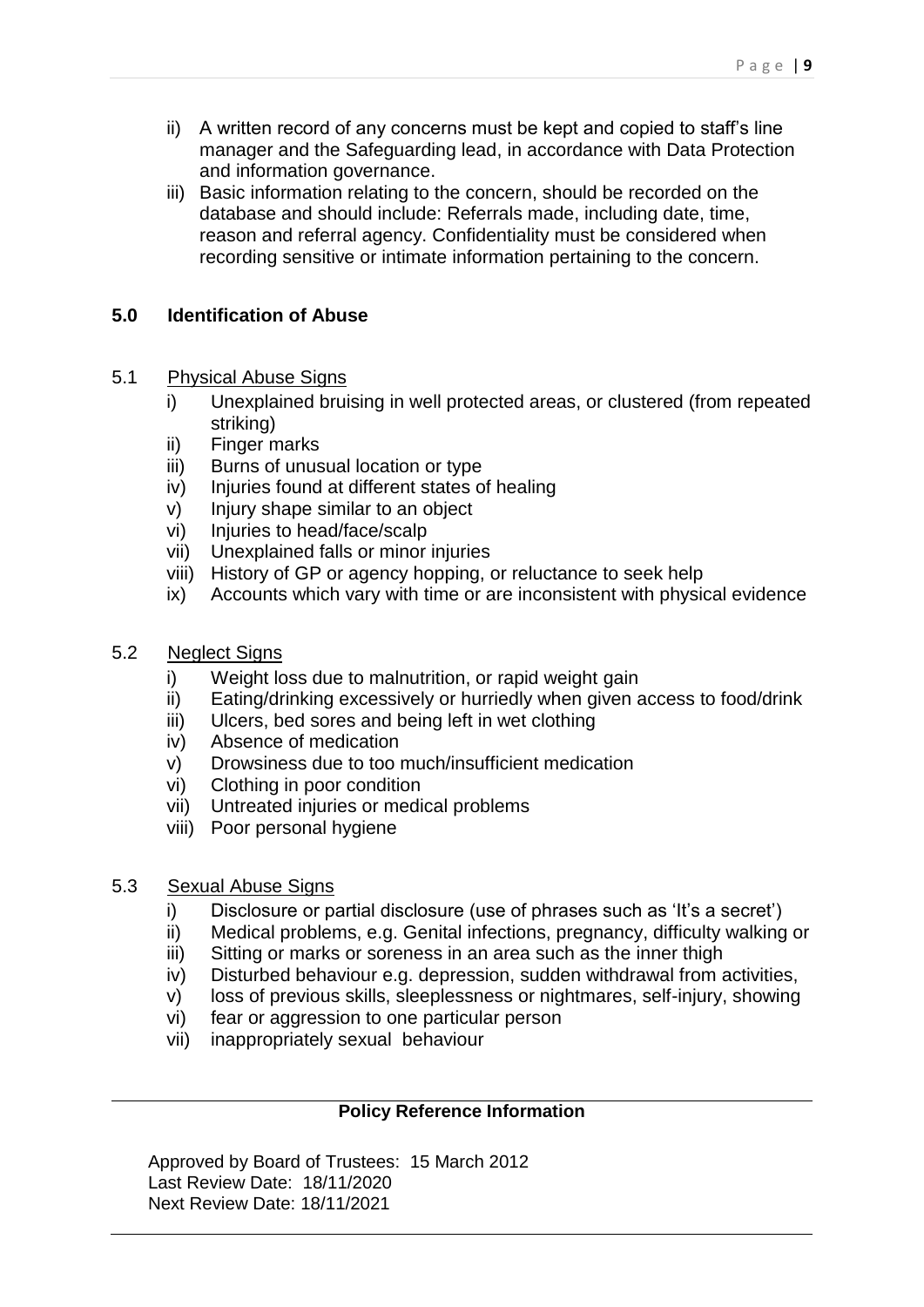ii) A written record of any concerns must be kept and copied to staff's line manager and the Safeguarding lead, in accordance with Data Protection and information governance.

iii) Basic information relating to the concern, should be recorded on the database and should include: Referrals made, including date, time, reason and referral agency. Confidentiality must be considered when recording sensitive or intimate information pertaining to the concern.

## 5.0 Identification of Abuse

### 5.1 Physical Abuse Signs

i) Unexplained bruising in well protected areas, or clustered (from repeated striking)
ii) Finger marks
iii) Burns of unusual location or type
iv) Injuries found at different states of healing
v) Injury shape similar to an object
vi) Injuries to head/face/scalp
vii) Unexplained falls or minor injuries
viii) History of GP or agency hopping, or reluctance to seek help
ix) Accounts which vary with time or are inconsistent with physical evidence

### 5.2 Neglect Signs

i) Weight loss due to malnutrition, or rapid weight gain
ii) Eating/drinking excessively or hurriedly when given access to food/drink
iii) Ulcers, bed sores and being left in wet clothing
iv) Absence of medication
v) Drowsiness due to too much/insufficient medication
vi) Clothing in poor condition
vii) Untreated injuries or medical problems
viii) Poor personal hygiene

### 5.3 Sexual Abuse Signs

i) Disclosure or partial disclosure (use of phrases such as 'It's a secret')
ii) Medical problems, e.g. Genital infections, pregnancy, difficulty walking or
iii) Sitting or marks or soreness in an area such as the inner thigh
iv) Disturbed behaviour e.g. depression, sudden withdrawal from activities,
v) loss of previous skills, sleeplessness or nightmares, self-injury, showing
vi) fear or aggression to one particular person
vii) inappropriately sexual behaviour

---

**Policy Reference Information**

Approved by Board of Trustees: 15 March 2012
Last Review Date: 18/11/2020
Next Review Date: 18/11/2021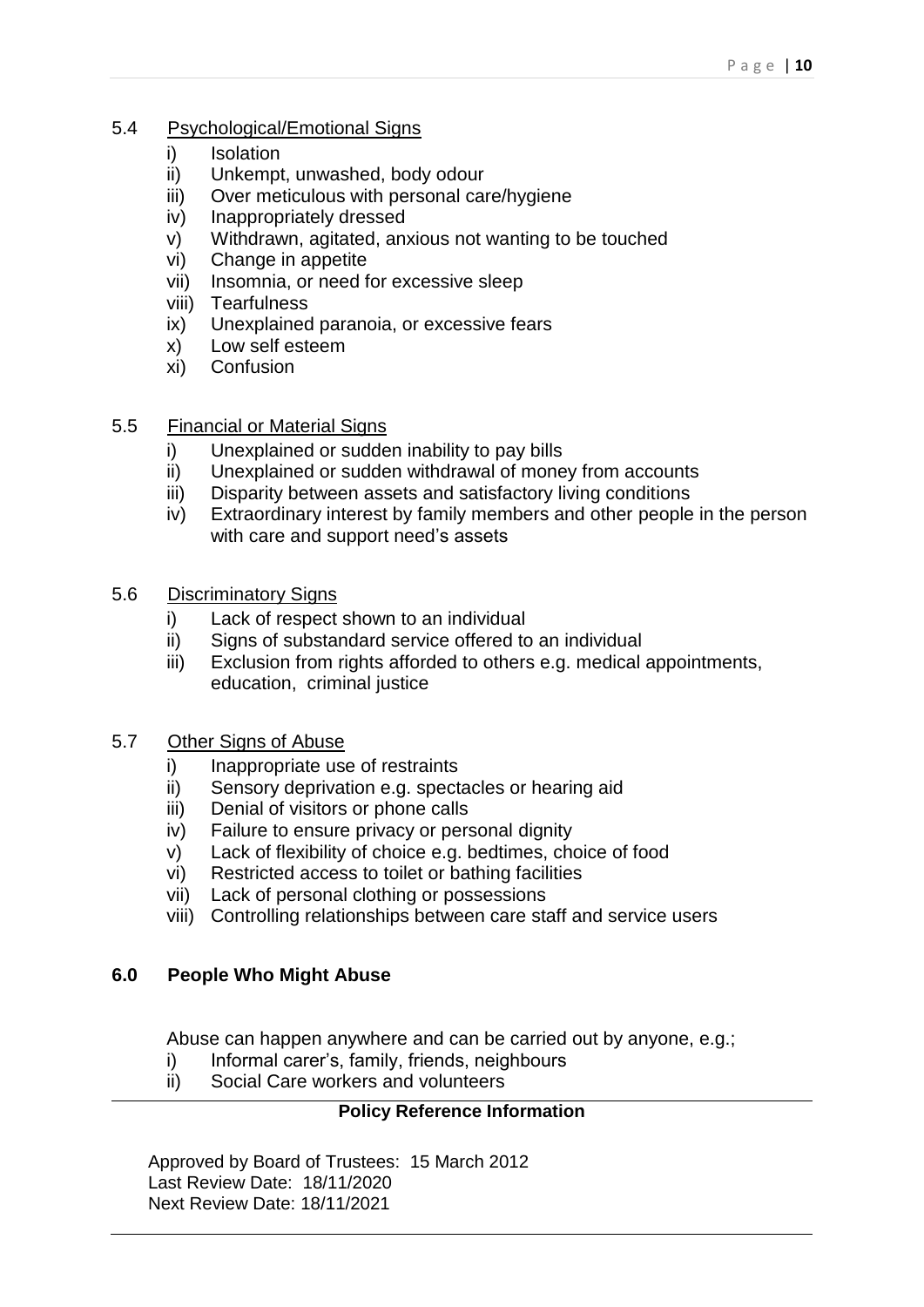### 5.4 Psychological/Emotional Signs

- i) Isolation
- ii) Unkempt, unwashed, body odour
- iii) Over meticulous with personal care/hygiene
- iv) Inappropriately dressed
- v) Withdrawn, agitated, anxious not wanting to be touched
- vi) Change in appetite
- vii) Insomnia, or need for excessive sleep
- viii) Tearfulness
- ix) Unexplained paranoia, or excessive fears
- x) Low self esteem
- xi) Confusion

### 5.5 Financial or Material Signs

- i) Unexplained or sudden inability to pay bills
- ii) Unexplained or sudden withdrawal of money from accounts
- iii) Disparity between assets and satisfactory living conditions
- iv) Extraordinary interest by family members and other people in the person with care and support need's assets

### 5.6 Discriminatory Signs

- i) Lack of respect shown to an individual
- ii) Signs of substandard service offered to an individual
- iii) Exclusion from rights afforded to others e.g. medical appointments, education, criminal justice

### 5.7 Other Signs of Abuse

- i) Inappropriate use of restraints
- ii) Sensory deprivation e.g. spectacles or hearing aid
- iii) Denial of visitors or phone calls
- iv) Failure to ensure privacy or personal dignity
- v) Lack of flexibility of choice e.g. bedtimes, choice of food
- vi) Restricted access to toilet or bathing facilities
- vii) Lack of personal clothing or possessions
- viii) Controlling relationships between care staff and service users

## 6.0 People Who Might Abuse

Abuse can happen anywhere and can be carried out by anyone, e.g.;

- i) Informal carer's, family, friends, neighbours
- ii) Social Care workers and volunteers

---

**Policy Reference Information**

Approved by Board of Trustees: 15 March 2012
Last Review Date: 18/11/2020
Next Review Date: 18/11/2021

---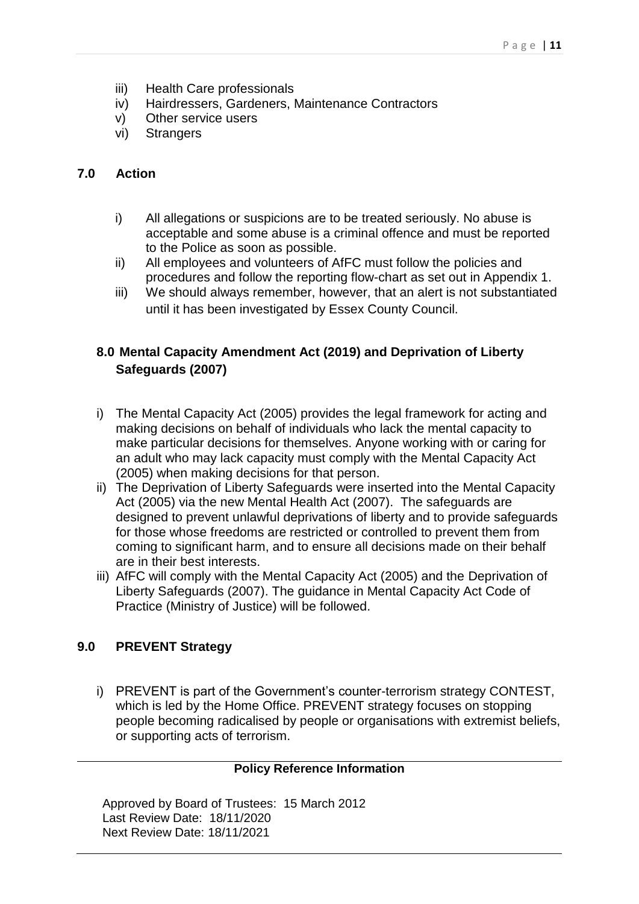iii) Health Care professionals
iv) Hairdressers, Gardeners, Maintenance Contractors
v) Other service users
vi) Strangers

## 7.0 Action

i) All allegations or suspicions are to be treated seriously. No abuse is acceptable and some abuse is a criminal offence and must be reported to the Police as soon as possible.
ii) All employees and volunteers of AfFC must follow the policies and procedures and follow the reporting flow-chart as set out in Appendix 1.
iii) We should always remember, however, that an alert is not substantiated until it has been investigated by Essex County Council.

## 8.0 Mental Capacity Amendment Act (2019) and Deprivation of Liberty Safeguards (2007)

i) The Mental Capacity Act (2005) provides the legal framework for acting and making decisions on behalf of individuals who lack the mental capacity to make particular decisions for themselves. Anyone working with or caring for an adult who may lack capacity must comply with the Mental Capacity Act (2005) when making decisions for that person.
ii) The Deprivation of Liberty Safeguards were inserted into the Mental Capacity Act (2005) via the new Mental Health Act (2007). The safeguards are designed to prevent unlawful deprivations of liberty and to provide safeguards for those whose freedoms are restricted or controlled to prevent them from coming to significant harm, and to ensure all decisions made on their behalf are in their best interests.
iii) AfFC will comply with the Mental Capacity Act (2005) and the Deprivation of Liberty Safeguards (2007). The guidance in Mental Capacity Act Code of Practice (Ministry of Justice) will be followed.

## 9.0 PREVENT Strategy

i) PREVENT is part of the Government's counter-terrorism strategy CONTEST, which is led by the Home Office. PREVENT strategy focuses on stopping people becoming radicalised by people or organisations with extremist beliefs, or supporting acts of terrorism.

---

**Policy Reference Information**

Approved by Board of Trustees: 15 March 2012
Last Review Date: 18/11/2020
Next Review Date: 18/11/2021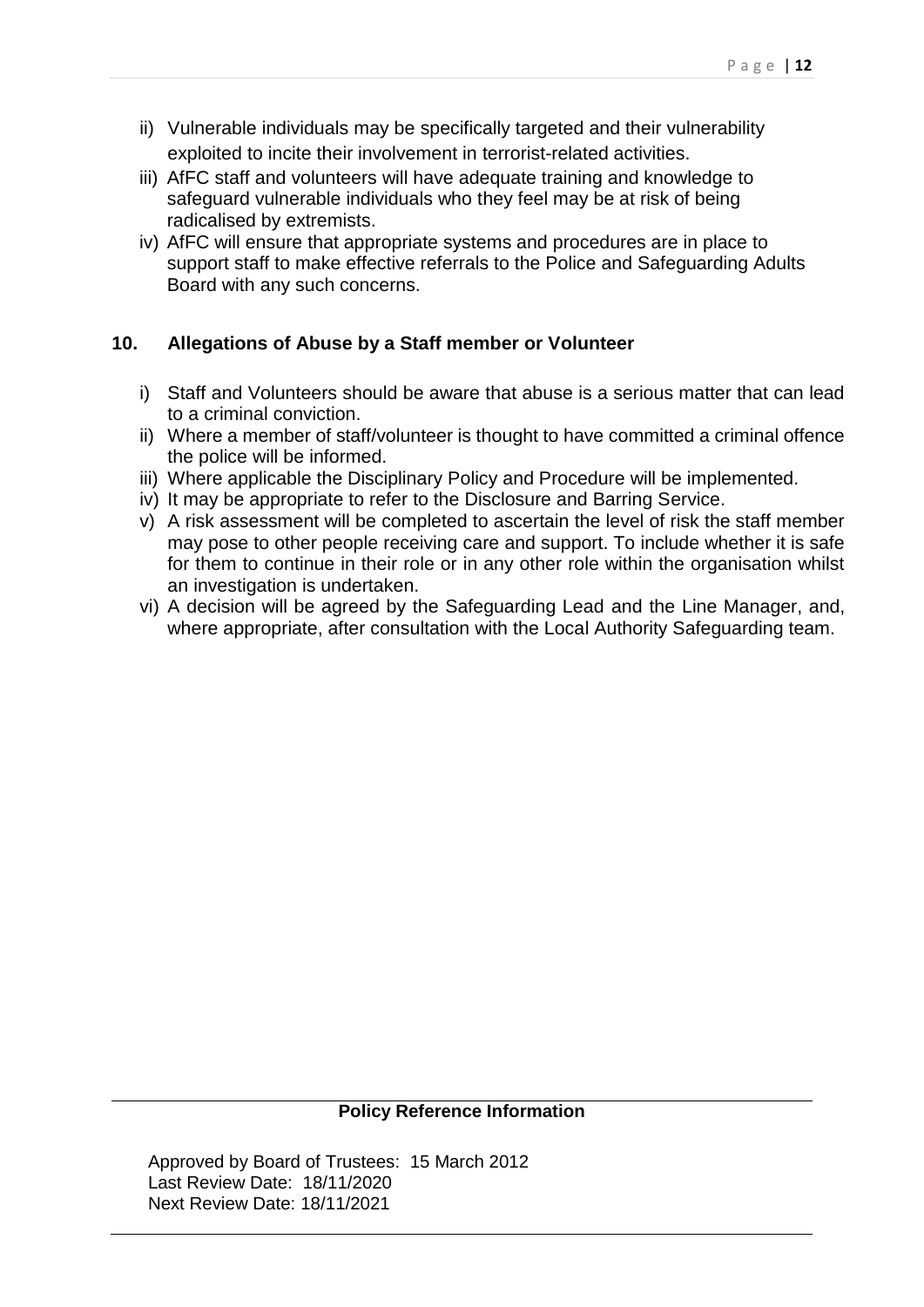ii) Vulnerable individuals may be specifically targeted and their vulnerability exploited to incite their involvement in terrorist-related activities.
iii) AfFC staff and volunteers will have adequate training and knowledge to safeguard vulnerable individuals who they feel may be at risk of being radicalised by extremists.
iv) AfFC will ensure that appropriate systems and procedures are in place to support staff to make effective referrals to the Police and Safeguarding Adults Board with any such concerns.

## 10. Allegations of Abuse by a Staff member or Volunteer

i) Staff and Volunteers should be aware that abuse is a serious matter that can lead to a criminal conviction.
ii) Where a member of staff/volunteer is thought to have committed a criminal offence the police will be informed.
iii) Where applicable the Disciplinary Policy and Procedure will be implemented.
iv) It may be appropriate to refer to the Disclosure and Barring Service.
v) A risk assessment will be completed to ascertain the level of risk the staff member may pose to other people receiving care and support. To include whether it is safe for them to continue in their role or in any other role within the organisation whilst an investigation is undertaken.
vi) A decision will be agreed by the Safeguarding Lead and the Line Manager, and, where appropriate, after consultation with the Local Authority Safeguarding team.

---

**Policy Reference Information**

Approved by Board of Trustees: 15 March 2012
Last Review Date: 18/11/2020
Next Review Date: 18/11/2021

---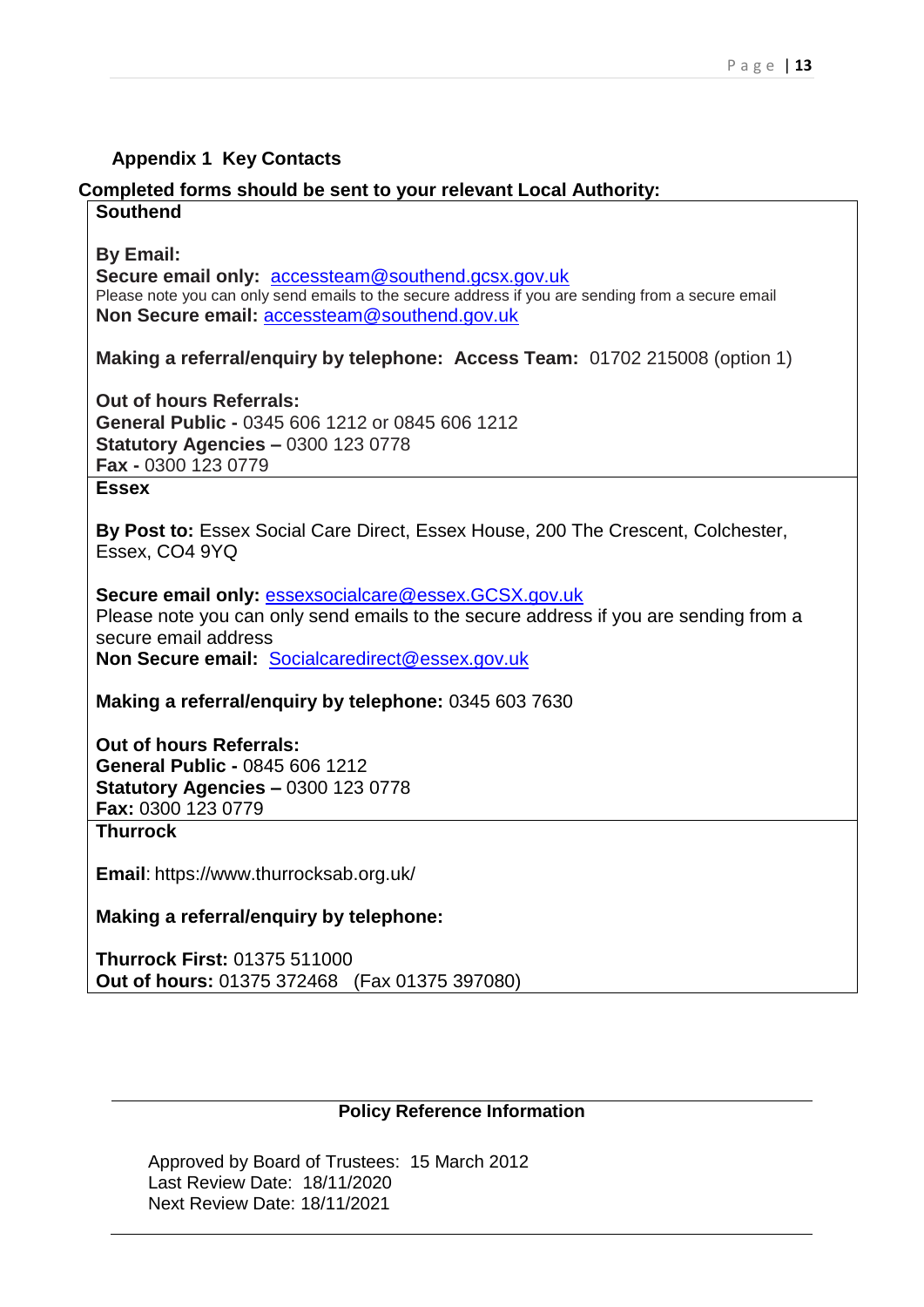## Appendix 1 Key Contacts

**Completed forms should be sent to your relevant Local Authority:**

**Southend**

**By Email:**
**Secure email only:** accessteam@southend.gcsx.gov.uk
Please note you can only send emails to the secure address if you are sending from a secure email
**Non Secure email:** accessteam@southend.gov.uk

**Making a referral/enquiry by telephone: Access Team:** 01702 215008 (option 1)

**Out of hours Referrals:**
**General Public -** 0345 606 1212 or 0845 606 1212
**Statutory Agencies –** 0300 123 0778
**Fax -** 0300 123 0779

**Essex**

**By Post to:** Essex Social Care Direct, Essex House, 200 The Crescent, Colchester, Essex, CO4 9YQ

**Secure email only:** essexsocialcare@essex.GCSX.gov.uk
Please note you can only send emails to the secure address if you are sending from a secure email address
**Non Secure email:** Socialcaredirect@essex.gov.uk

**Making a referral/enquiry by telephone:** 0345 603 7630

**Out of hours Referrals:**
**General Public -** 0845 606 1212
**Statutory Agencies –** 0300 123 0778
**Fax:** 0300 123 0779

**Thurrock**

**Email**: https://www.thurrocksab.org.uk/

**Making a referral/enquiry by telephone:**

**Thurrock First:** 01375 511000
**Out of hours:** 01375 372468 (Fax 01375 397080)

---

**Policy Reference Information**

Approved by Board of Trustees: 15 March 2012
Last Review Date: 18/11/2020
Next Review Date: 18/11/2021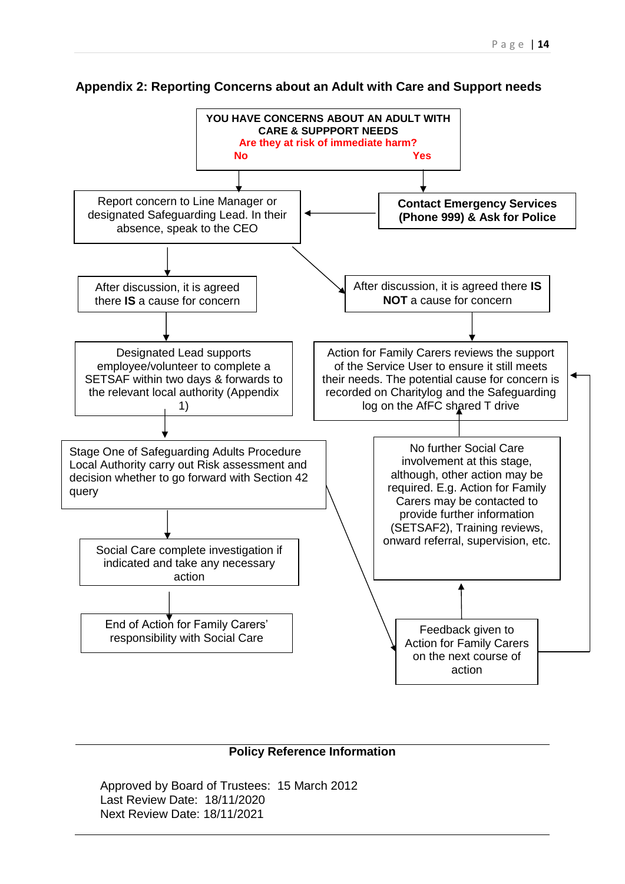## Appendix 2: Reporting Concerns about an Adult with Care and Support needs

**YOU HAVE CONCERNS ABOUT AN ADULT WITH CARE & SUPPPORT NEEDS**
**Are they at risk of immediate harm?**
**No** **Yes**

Report concern to Line Manager or designated Safeguarding Lead. In their absence, speak to the CEO

**Contact Emergency Services (Phone 999) & Ask for Police**

After discussion, it is agreed there **IS** a cause for concern

After discussion, it is agreed there **IS NOT** a cause for concern

Designated Lead supports employee/volunteer to complete a SETSAF within two days & forwards to the relevant local authority (Appendix 1)

Action for Family Carers reviews the support of the Service User to ensure it still meets their needs. The potential cause for concern is recorded on Charitylog and the Safeguarding log on the AfFC shared T drive

Stage One of Safeguarding Adults Procedure Local Authority carry out Risk assessment and decision whether to go forward with Section 42 query

No further Social Care involvement at this stage, although, other action may be required. E.g. Action for Family Carers may be contacted to provide further information (SETSAF2), Training reviews, onward referral, supervision, etc.

Social Care complete investigation if indicated and take any necessary action

End of Action for Family Carers' responsibility with Social Care

Feedback given to Action for Family Carers on the next course of action

---

**Policy Reference Information**

Approved by Board of Trustees: 15 March 2012
Last Review Date: 18/11/2020
Next Review Date: 18/11/2021